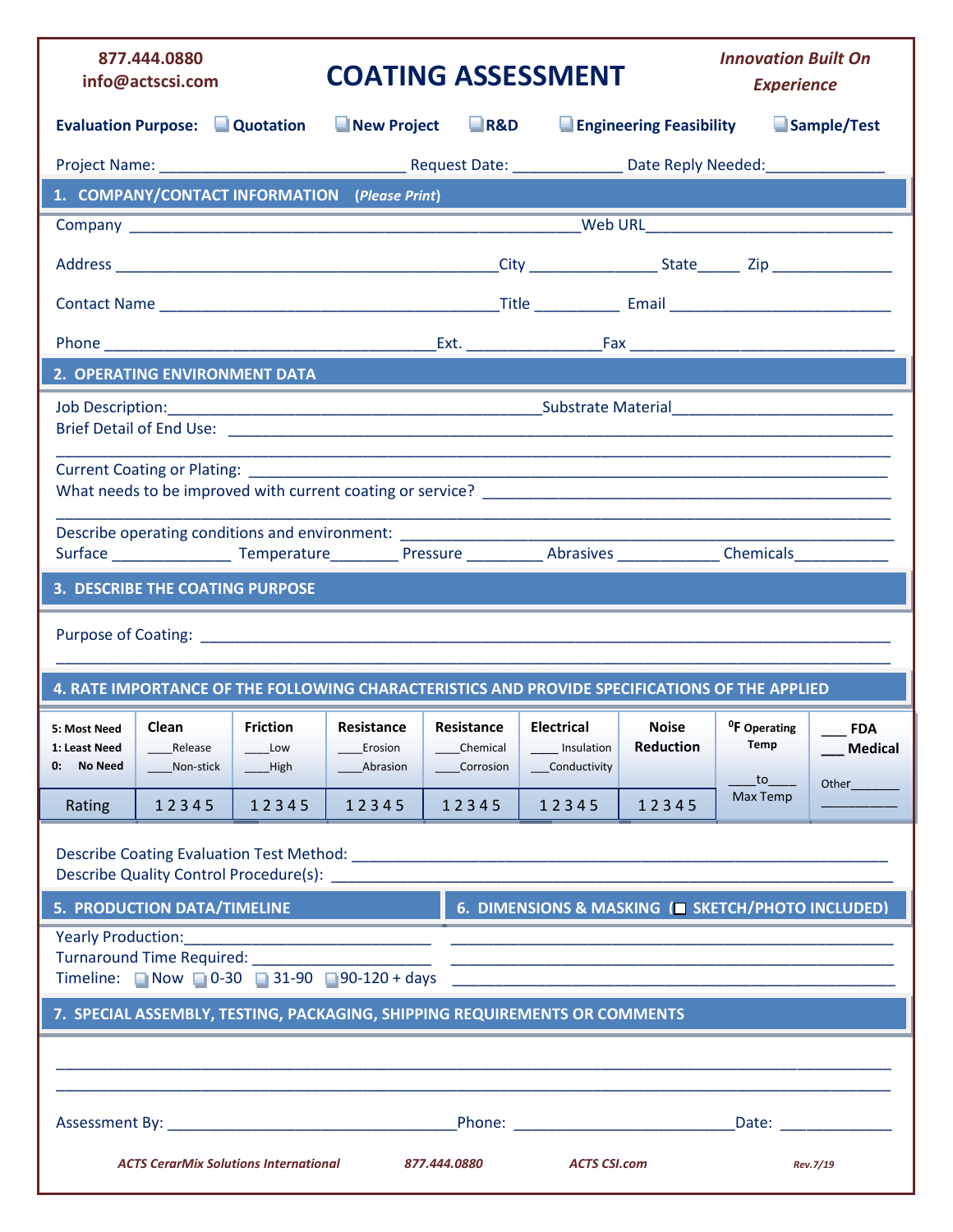877.444.0880
info@actscsi.com

# COATING ASSESSMENT

***Innovation Built On Experience***

**Evaluation Purpose:** ☐ **Quotation** ☐ **New Project** ☐ **R&D** ☐ **Engineering Feasibility** ☐ **Sample/Test**

Project Name: ___________________________ Request Date: ____________ Date Reply Needed:_____________

## 1. COMPANY/CONTACT INFORMATION (*Please Print*)

Company __________________________________________________Web URL___________________________

Address _________________________________________City ______________ State_____ Zip ______________

Contact Name _____________________________________Title __________ Email _________________________

Phone ____________________________________Ext. _______________Fax ____________________________

## 2. OPERATING ENVIRONMENT DATA

Job Description:_________________________________________Substrate Material__________________________
Brief Detail of End Use: ___________________________________________________________________________

____________________________________________________________________________________________

Current Coating or Plating: _________________________________________________________________________
What needs to be improved with current coating or service? _____________________________________________

____________________________________________________________________________________________

Describe operating conditions and environment: _______________________________________________________
Surface ______________ Temperature________ Pressure _________ Abrasives ____________ Chemicals___________

## 3. DESCRIBE THE COATING PURPOSE

Purpose of Coating: _____________________________________________________________________________

____________________________________________________________________________________________

## 4. RATE IMPORTANCE OF THE FOLLOWING CHARACTERISTICS AND PROVIDE SPECIFICATIONS OF THE APPLIED

| 5: Most Need<br>1: Least Need<br>0: No Need | **Clean**<br>____Release<br>____Non-stick | **Friction**<br>____Low<br>____High | **Resistance**<br>____Erosion<br>____Abrasion | **Resistance**<br>____Chemical<br>____Corrosion | **Electrical**<br>____ Insulation<br>___Conductivity | **Noise Reduction** | **$^0$F Operating Temp**<br>____to____<br>Max Temp | ___ **FDA**<br>___ **Medical**<br>Other_______<br>__________ |
|---|---|---|---|---|---|---|---|---|
| Rating | 1 2 3 4 5 | 1 2 3 4 5 | 1 2 3 4 5 | 1 2 3 4 5 | 1 2 3 4 5 | 1 2 3 4 5 | | |

Describe Coating Evaluation Test Method: ______________________________________________________________
Describe Quality Control Procedure(s): ________________________________________________________________

## 5. PRODUCTION DATA/TIMELINE

Yearly Production:_____________________________
Turnaround Time Required: _____________________
Timeline: ☐ Now ☐ 0-30 ☐ 31-90 ☐ 90-120 + days

## 6. DIMENSIONS & MASKING (☐ SKETCH/PHOTO INCLUDED)

_____________________________________________________

_____________________________________________________

_____________________________________________________

## 7. SPECIAL ASSEMBLY, TESTING, PACKAGING, SHIPPING REQUIREMENTS OR COMMENTS

____________________________________________________________________________________________

____________________________________________________________________________________________

Assessment By: _________________________________Phone: _________________________Date: _____________

*ACTS CerarMix Solutions International* *877.444.0880* *ACTS CSI.com* *Rev.7/19*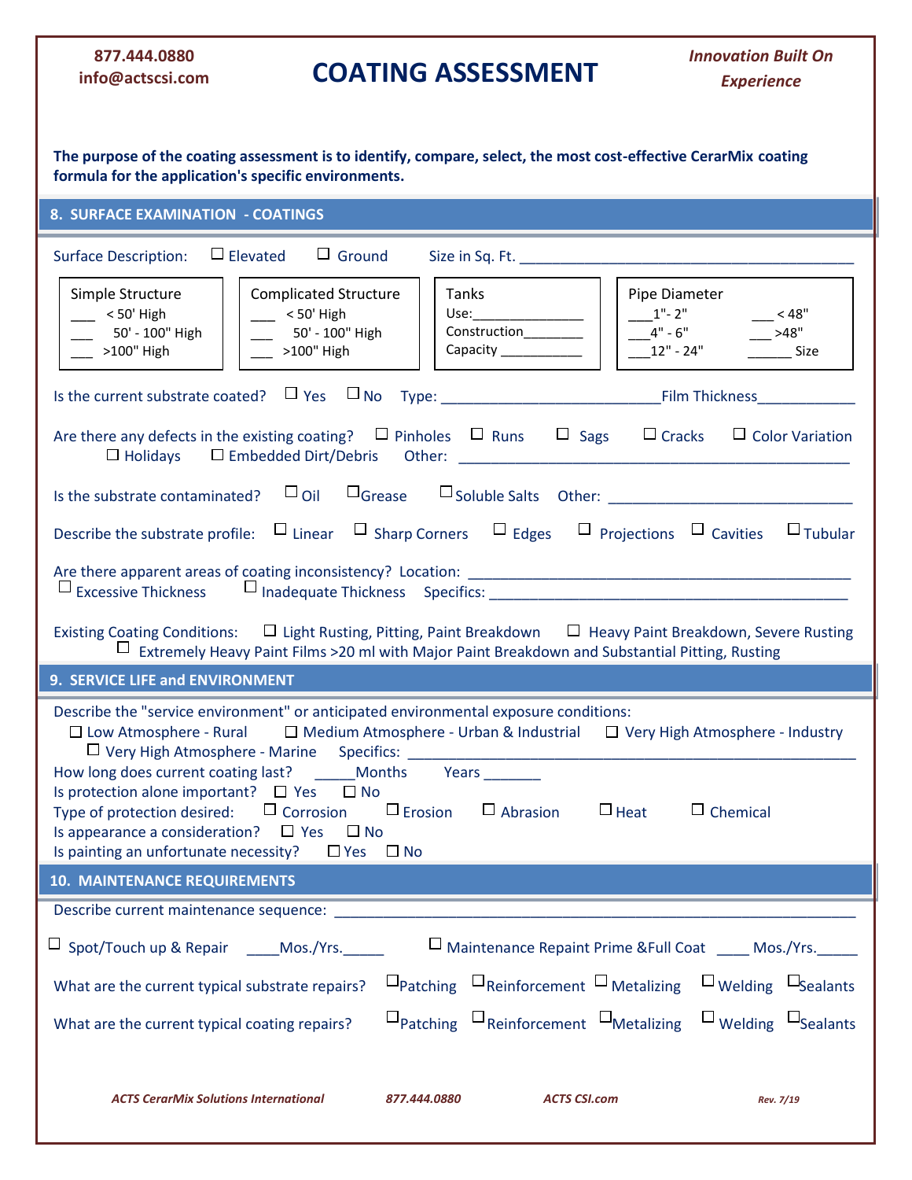877.444.0880
info@actscsi.com

# COATING ASSESSMENT

*Innovation Built On Experience*

**The purpose of the coating assessment is to identify, compare, select, the most cost-effective CerarMix coating formula for the application's specific environments.**

## 8. SURFACE EXAMINATION - COATINGS

Surface Description: ☐ Elevated ☐ Ground Size in Sq. Ft. ____________________________________________

| Simple Structure | Complicated Structure | Tanks | Pipe Diameter | |
|---|---|---|---|---|
| ___ < 50' High | ___ < 50' High | Use:_______________ | ___1"- 2" | ___ < 48" |
| ___ 50' - 100" High | ___ 50' - 100" High | Construction________ | ___4" - 6" | ___ >48" |
| ___ >100" High | ___ >100" High | Capacity ___________ | ___12" - 24" | ______ Size |

Is the current substrate coated? ☐ Yes ☐ No Type: ____________________________Film Thickness_____________

Are there any defects in the existing coating? ☐ Pinholes ☐ Runs ☐ Sags ☐ Cracks ☐ Color Variation ☐ Holidays ☐ Embedded Dirt/Debris Other: __________________________________________________

Is the substrate contaminated? ☐ Oil ☐ Grease ☐ Soluble Salts Other: ______________________________

Describe the substrate profile: ☐ Linear ☐ Sharp Corners ☐ Edges ☐ Projections ☐ Cavities ☐ Tubular

Are there apparent areas of coating inconsistency? Location: ________________________________________________
☐ Excessive Thickness ☐ Inadequate Thickness Specifics: _____________________________________________

Existing Coating Conditions: ☐ Light Rusting, Pitting, Paint Breakdown ☐ Heavy Paint Breakdown, Severe Rusting
☐ Extremely Heavy Paint Films >20 ml with Major Paint Breakdown and Substantial Pitting, Rusting

## 9. SERVICE LIFE and ENVIRONMENT

Describe the "service environment" or anticipated environmental exposure conditions:
☐ Low Atmosphere - Rural ☐ Medium Atmosphere - Urban & Industrial ☐ Very High Atmosphere - Industry
☐ Very High Atmosphere - Marine Specifics: ________________________________________________________

How long does current coating last? _____Months Years _______

Is protection alone important? ☐ Yes ☐ No

Type of protection desired: ☐ Corrosion ☐ Erosion ☐ Abrasion ☐ Heat ☐ Chemical

Is appearance a consideration? ☐ Yes ☐ No

Is painting an unfortunate necessity? ☐ Yes ☐ No

## 10. MAINTENANCE REQUIREMENTS

Describe current maintenance sequence: ____________________________________________________________________

☐ Spot/Touch up & Repair ____Mos./Yrs._____ ☐ Maintenance Repaint Prime &Full Coat ____ Mos./Yrs._____

What are the current typical substrate repairs? ☐ Patching ☐ Reinforcement ☐ Metalizing ☐ Welding ☐ Sealants

What are the current typical coating repairs? ☐ Patching ☐ Reinforcement ☐ Metalizing ☐ Welding ☐ Sealants

*ACTS CerarMix Solutions International* *877.444.0880* *ACTS CSI.com* *Rev. 7/19*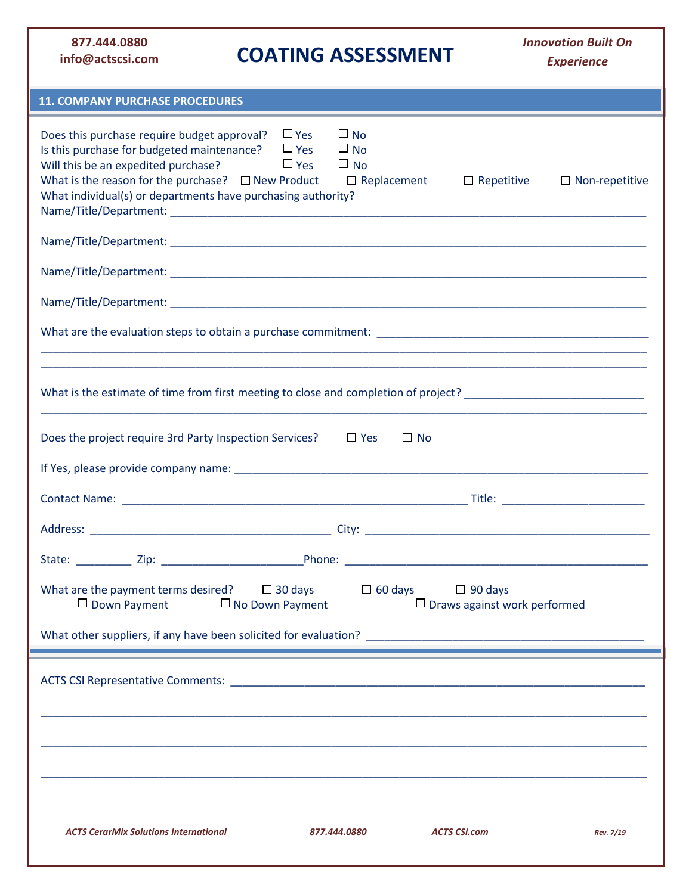## 11. COMPANY PURCHASE PROCEDURES

Does this purchase require budget approval? ☐ Yes ☐ No
Is this purchase for budgeted maintenance? ☐ Yes ☐ No
Will this be an expedited purchase? ☐ Yes ☐ No
What is the reason for the purchase? ☐ New Product ☐ Replacement ☐ Repetitive ☐ Non-repetitive
What individual(s) or departments have purchasing authority?

Name/Title/Department: ______________________________________________________________________________

Name/Title/Department: ______________________________________________________________________________

Name/Title/Department: ______________________________________________________________________________

Name/Title/Department: ______________________________________________________________________________

What are the evaluation steps to obtain a purchase commitment: ____________________________________________
______________________________________________________________________________________________
______________________________________________________________________________________________

What is the estimate of time from first meeting to close and completion of project? ___________________________
______________________________________________________________________________________________

Does the project require 3rd Party Inspection Services? ☐ Yes ☐ No

If Yes, please provide company name: _____________________________________________________________

Contact Name: ________________________________________________ Title: ____________________

Address: __________________________________ City: __________________________________________

State: _________ Zip: ______________________Phone: ___________________________________________

What are the payment terms desired? ☐ 30 days ☐ 60 days ☐ 90 days
☐ Down Payment ☐ No Down Payment ☐ Draws against work performed

What other suppliers, if any have been solicited for evaluation? ____________________________________________

---

ACTS CSI Representative Comments: ______________________________________________________________
______________________________________________________________________________________________
______________________________________________________________________________________________
______________________________________________________________________________________________